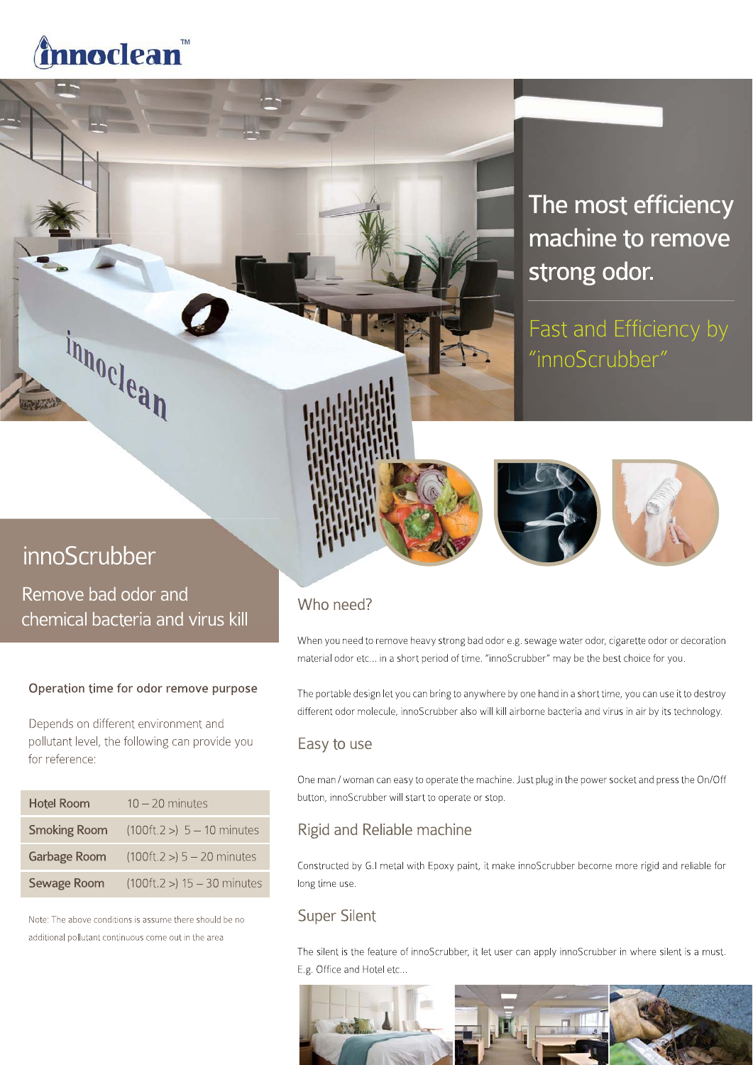# innoclean™

## The most efficiency machine to remove strong odor.

### Fast and Efficiency by "innoScrubber"

## innoScrubber

Remove bad odor and chemical bacteria and virus kill

### Operation time for odor remove purpose

Depends on different environment and pollutant level, the following can provide you for reference:

| | |
|---|---|
| Hotel Room | 10 – 20 minutes |
| Smoking Room | (100ft.2 >) 5 – 10 minutes |
| Garbage Room | (100ft.2 >) 5 – 20 minutes |
| Sewage Room | (100ft.2 >) 15 – 30 minutes |

Note: The above conditions is assume there should be no additional pollutant continuous come out in the area

### Who need?

When you need to remove heavy strong bad odor e.g. sewage water odor, cigarette odor or decoration material odor etc... in a short period of time. "innoScrubber" may be the best choice for you.

The portable design let you can bring to anywhere by one hand in a short time, you can use it to destroy different odor molecule, innoScrubber also will kill airborne bacteria and virus in air by its technology.

### Easy to use

One man / woman can easy to operate the machine. Just plug in the power socket and press the On/Off button, innoScrubber will start to operate or stop.

### Rigid and Reliable machine

Constructed by G.I metal with Epoxy paint, it make innoScrubber become more rigid and reliable for long time use.

### Super Silent

The silent is the feature of innoScrubber, it let user can apply innoScrubber in where silent is a must. E.g. Office and Hotel etc...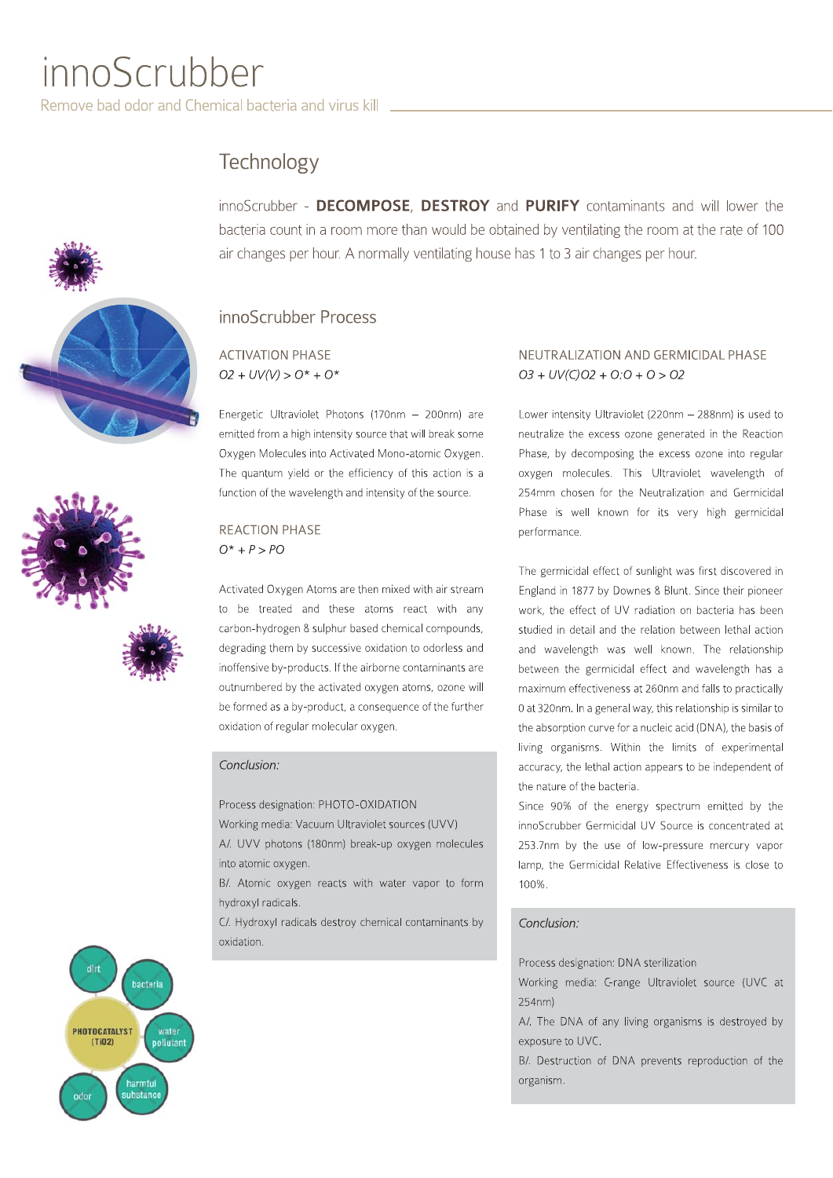# innoScrubber

Remove bad odor and Chemical bacteria and virus kill

## Technology

innoScrubber - **DECOMPOSE**, **DESTROY** and **PURIFY** contaminants and will lower the bacteria count in a room more than would be obtained by ventilating the room at the rate of 100 air changes per hour. A normally ventilating house has 1 to 3 air changes per hour.

## innoScrubber Process

### ACTIVATION PHASE

*O2 + UV(V) > O\* + O\**

Energetic Ultraviolet Photons (170nm – 200nm) are emitted from a high intensity source that will break some Oxygen Molecules into Activated Mono-atomic Oxygen. The quantum yield or the efficiency of this action is a function of the wavelength and intensity of the source.

### REACTION PHASE

*O\* + P > PO*

Activated Oxygen Atoms are then mixed with air stream to be treated and these atoms react with any carbon-hydrogen & sulphur based chemical compounds, degrading them by successive oxidation to odorless and inoffensive by-products. If the airborne contaminants are outnumbered by the activated oxygen atoms, ozone will be formed as a by-product, a consequence of the further oxidation of regular molecular oxygen.

*Conclusion:*

Process designation: PHOTO-OXIDATION

Working media: Vacuum Ultraviolet sources (UVV)

A/. UVV photons (180nm) break-up oxygen molecules into atomic oxygen.

B/. Atomic oxygen reacts with water vapor to form hydroxyl radicals.

C/. Hydroxyl radicals destroy chemical contaminants by oxidation.

### NEUTRALIZATION AND GERMICIDAL PHASE

*O3 + UV(C)O2 + O:O + O > O2*

Lower intensity Ultraviolet (220nm – 288nm) is used to neutralize the excess ozone generated in the Reaction Phase, by decomposing the excess ozone into regular oxygen molecules. This Ultraviolet wavelength of 254mm chosen for the Neutralization and Germicidal Phase is well known for its very high germicidal performance.

The germicidal effect of sunlight was first discovered in England in 1877 by Downes & Blunt. Since their pioneer work, the effect of UV radiation on bacteria has been studied in detail and the relation between lethal action and wavelength was well known. The relationship between the germicidal effect and wavelength has a maximum effectiveness at 260nm and falls to practically 0 at 320nm. In a general way, this relationship is similar to the absorption curve for a nucleic acid (DNA), the basis of living organisms. Within the limits of experimental accuracy, the lethal action appears to be independent of the nature of the bacteria.

Since 90% of the energy spectrum emitted by the innoScrubber Germicidal UV Source is concentrated at 253.7nm by the use of low-pressure mercury vapor lamp, the Germicidal Relative Effectiveness is close to 100%.

*Conclusion:*

Process designation: DNA sterilization

Working media: C-range Ultraviolet source (UVC at 254nm)

A/. The DNA of any living organisms is destroyed by exposure to UVC.

B/. Destruction of DNA prevents reproduction of the organism.

PHOTOCATALYST (TiO2)

dirt, bacteria, water pollutant, harmful substance, odor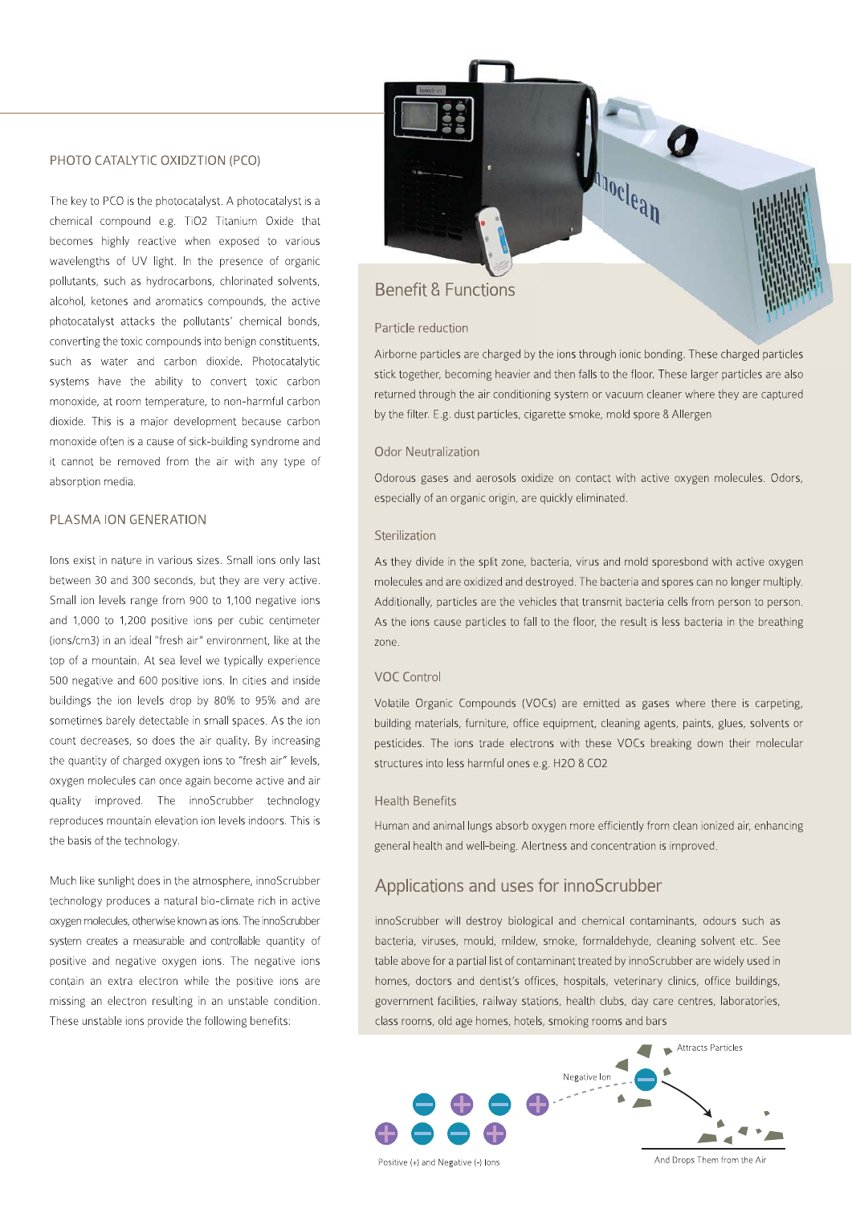## PHOTO CATALYTIC OXIDZTION (PCO)

The key to PCO is the photocatalyst. A photocatalyst is a chemical compound e.g. $TiO_2$ Titanium Oxide that becomes highly reactive when exposed to various wavelengths of UV light. In the presence of organic pollutants, such as hydrocarbons, chlorinated solvents, alcohol, ketones and aromatics compounds, the active photocatalyst attacks the pollutants' chemical bonds, converting the toxic compounds into benign constituents, such as water and carbon dioxide. Photocatalytic systems have the ability to convert toxic carbon monoxide, at room temperature, to non-harmful carbon dioxide. This is a major development because carbon monoxide often is a cause of sick-building syndrome and it cannot be removed from the air with any type of absorption media.

## PLASMA ION GENERATION

Ions exist in nature in various sizes. Small ions only last between 30 and 300 seconds, but they are very active. Small ion levels range from 900 to 1,100 negative ions and 1,000 to 1,200 positive ions per cubic centimeter (ions/cm3) in an ideal "fresh air" environment, like at the top of a mountain. At sea level we typically experience 500 negative and 600 positive ions. In cities and inside buildings the ion levels drop by 80% to 95% and are sometimes barely detectable in small spaces. As the ion count decreases, so does the air quality. By increasing the quantity of charged oxygen ions to "fresh air" levels, oxygen molecules can once again become active and air quality improved. The innoScrubber technology reproduces mountain elevation ion levels indoors. This is the basis of the technology.

Much like sunlight does in the atmosphere, innoScrubber technology produces a natural bio-climate rich in active oxygen molecules, otherwise known as ions. The innoScrubber system creates a measurable and controllable quantity of positive and negative oxygen ions. The negative ions contain an extra electron while the positive ions are missing an electron resulting in an unstable condition. These unstable ions provide the following benefits:

## Benefit & Functions

### Particle reduction

Airborne particles are charged by the ions through ionic bonding. These charged particles stick together, becoming heavier and then falls to the floor. These larger particles are also returned through the air conditioning system or vacuum cleaner where they are captured by the filter. E.g. dust particles, cigarette smoke, mold spore & Allergen

### Odor Neutralization

Odorous gases and aerosols oxidize on contact with active oxygen molecules. Odors, especially of an organic origin, are quickly eliminated.

### Sterilization

As they divide in the split zone, bacteria, virus and mold sporesbond with active oxygen molecules and are oxidized and destroyed. The bacteria and spores can no longer multiply. Additionally, particles are the vehicles that transmit bacteria cells from person to person. As the ions cause particles to fall to the floor, the result is less bacteria in the breathing zone.

### VOC Control

Volatile Organic Compounds (VOCs) are emitted as gases where there is carpeting, building materials, furniture, office equipment, cleaning agents, paints, glues, solvents or pesticides. The ions trade electrons with these VOCs breaking down their molecular structures into less harmful ones e.g. $H_2O$ & $CO_2$

### Health Benefits

Human and animal lungs absorb oxygen more efficiently from clean ionized air, enhancing general health and well-being. Alertness and concentration is improved.

## Applications and uses for innoScrubber

innoScrubber will destroy biological and chemical contaminants, odours such as bacteria, viruses, mould, mildew, smoke, formaldehyde, cleaning solvent etc. See table above for a partial list of contaminant treated by innoScrubber are widely used in homes, doctors and dentist's offices, hospitals, veterinary clinics, office buildings, government facilities, railway stations, health clubs, day care centres, laboratories, class rooms, old age homes, hotels, smoking rooms and bars

Positive (+) and Negative (-) Ions

Negative Ion

Attracts Particles

And Drops Them from the Air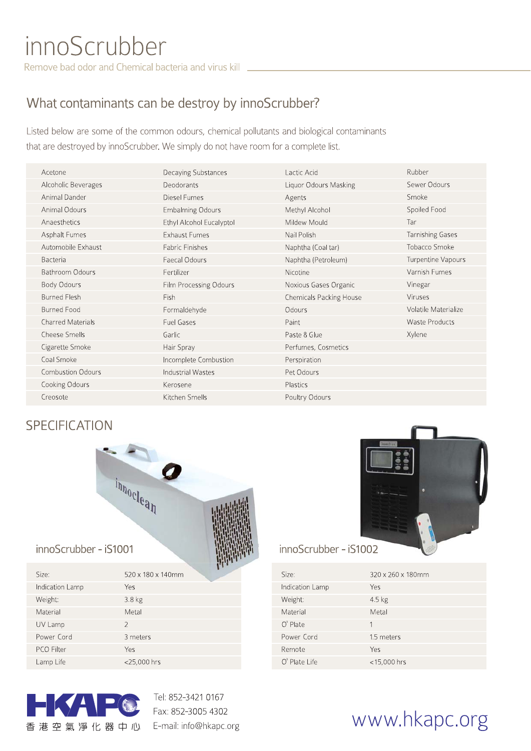# innoScrubber

Remove bad odor and Chemical bacteria and virus kill

## What contaminants can be destroy by innoScrubber?

Listed below are some of the common odours, chemical pollutants and biological contaminants that are destroyed by innoScrubber. We simply do not have room for a complete list.

| | | | |
|---|---|---|---|
| Acetone | Decaying Substances | Lactic Acid | Rubber |
| Alcoholic Beverages | Deodorants | Liquor Odours Masking | Sewer Odours |
| Animal Dander | Diesel Fumes | Agents | Smoke |
| Animal Odours | Embalming Odours | Methyl Alcohol | Spoiled Food |
| Anaesthetics | Ethyl Alcohol Eucalyptol | Mildew Mould | Tar |
| Asphalt Fumes | Exhaust Fumes | Nail Polish | Tarnishing Gases |
| Automobile Exhaust | Fabric Finishes | Naphtha (Coal tar) | Tobacco Smoke |
| Bacteria | Faecal Odours | Naphtha (Petroleum) | Turpentine Vapours |
| Bathroom Odours | Fertilizer | Nicotine | Varnish Fumes |
| Body Odours | Film Processing Odours | Noxious Gases Organic | Vinegar |
| Burned Flesh | Fish | Chemicals Packing House | Viruses |
| Burned Food | Formaldehyde | Odours | Volatile Materialize |
| Charred Materials | Fuel Gases | Paint | Waste Products |
| Cheese Smells | Garlic | Paste & Glue | Xylene |
| Cigarette Smoke | Hair Spray | Perfumes, Cosmetics | |
| Coal Smoke | Incomplete Combustion | Perspiration | |
| Combustion Odours | Industrial Wastes | Pet Odours | |
| Cooking Odours | Kerosene | Plastics | |
| Creosote | Kitchen Smells | Poultry Odours | |

## SPECIFICATION

### innoScrubber - iS1001

| | |
|---|---|
| Size: | 520 x 180 x 140mm |
| Indication Lamp | Yes |
| Weight: | 3.8 kg |
| Material | Metal |
| UV Lamp | 2 |
| Power Cord | 3 meters |
| PCO Filter | Yes |
| Lamp Life | <25,000 hrs |

### innoScrubber - iS1002

| | |
|---|---|
| Size: | 320 x 260 x 180mm |
| Indication Lamp | Yes |
| Weight: | 4.5 kg |
| Material | Metal |
| $O^3$ Plate | 1 |
| Power Cord | 1.5 meters |
| Remote | Yes |
| $O^3$ Plate Life | <15,000 hrs |

HKAPC 香港空氣淨化器中心

Tel: 852-3421 0167
Fax: 852-3005 4302
E-mail: info@hkapc.org

www.hkapc.org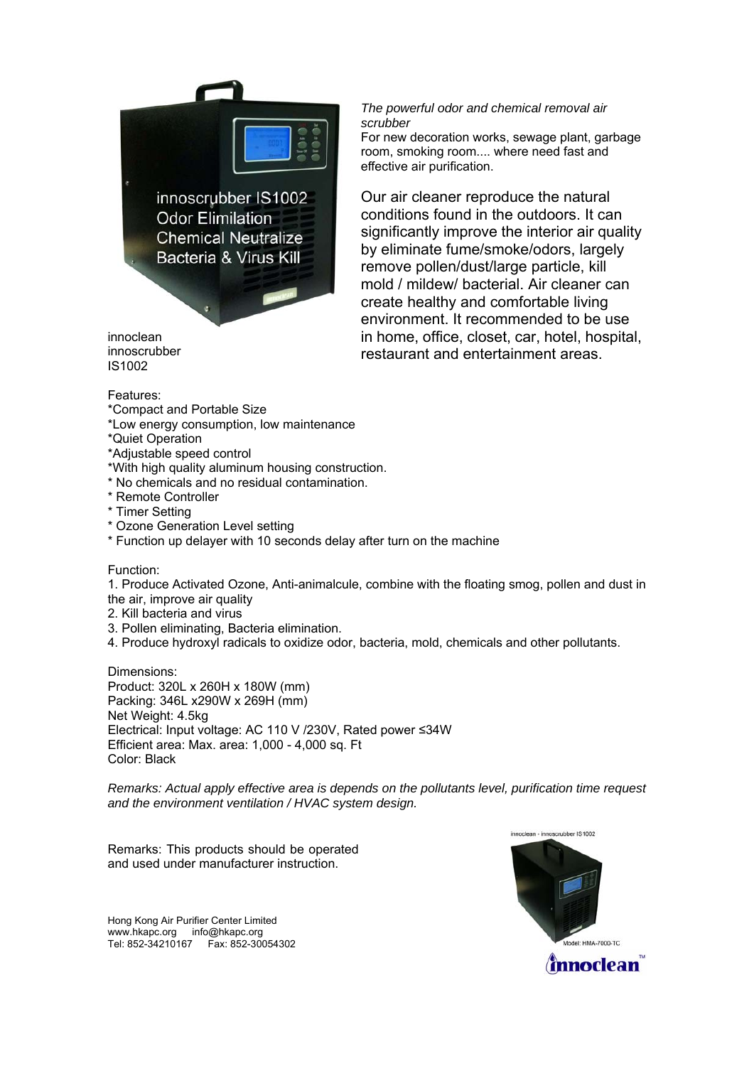innoscrubber IS1002
Odor Elimilation
Chemical Neutralize
Bacteria & Virus Kill

innoclean
innoscrubber
IS1002

*The powerful odor and chemical removal air scrubber*
For new decoration works, sewage plant, garbage room, smoking room.... where need fast and effective air purification.

Our air cleaner reproduce the natural conditions found in the outdoors. It can significantly improve the interior air quality by eliminate fume/smoke/odors, largely remove pollen/dust/large particle, kill mold / mildew/ bacterial. Air cleaner can create healthy and comfortable living environment. It recommended to be use in home, office, closet, car, hotel, hospital, restaurant and entertainment areas.

Features:
*Compact and Portable Size
*Low energy consumption, low maintenance
*Quiet Operation
*Adjustable speed control
*With high quality aluminum housing construction.
* No chemicals and no residual contamination.
* Remote Controller
* Timer Setting
* Ozone Generation Level setting
* Function up delayer with 10 seconds delay after turn on the machine

Function:
1. Produce Activated Ozone, Anti-animalcule, combine with the floating smog, pollen and dust in the air, improve air quality
2. Kill bacteria and virus
3. Pollen eliminating, Bacteria elimination.
4. Produce hydroxyl radicals to oxidize odor, bacteria, mold, chemicals and other pollutants.

Dimensions:
Product: 320L x 260H x 180W (mm)
Packing: 346L x290W x 269H (mm)
Net Weight: 4.5kg
Electrical: Input voltage: AC 110 V /230V, Rated power ≤34W
Efficient area: Max. area: 1,000 - 4,000 sq. Ft
Color: Black

*Remarks: Actual apply effective area is depends on the pollutants level, purification time request and the environment ventilation / HVAC system design.*

Remarks: This products should be operated and used under manufacturer instruction.

innoclean - innoscrubber IS1002

Model: HMA-7000-TC

innoclean™

Hong Kong Air Purifier Center Limited
www.hkapc.org info@hkapc.org
Tel: 852-34210167 Fax: 852-30054302